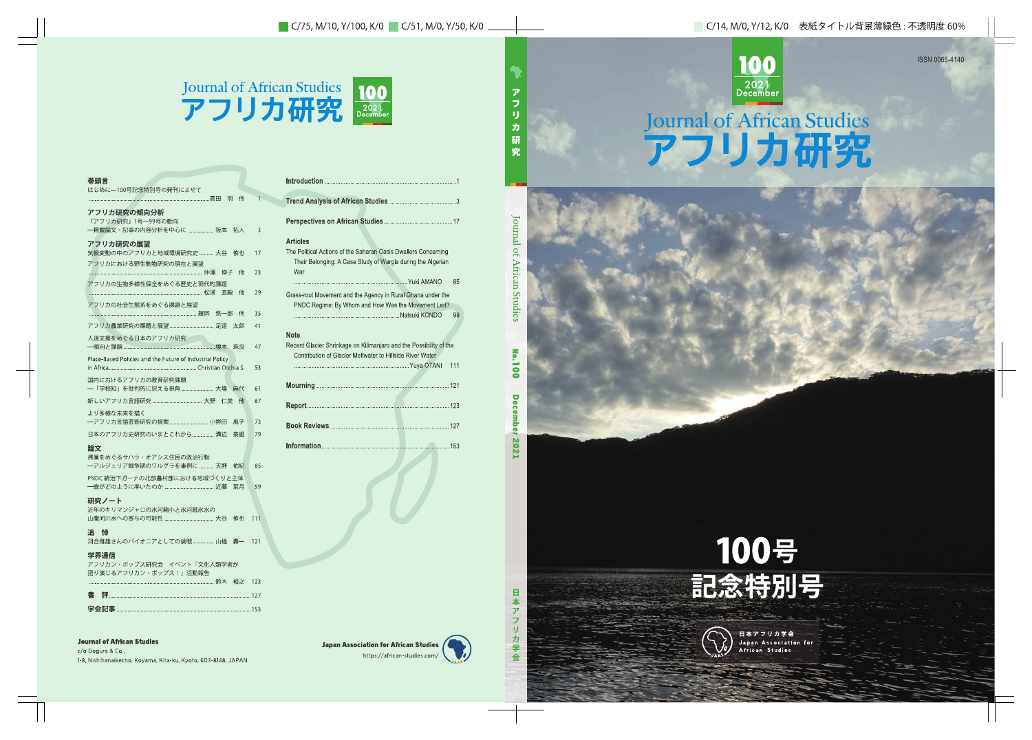# Journal of African Studies
# アフリカ研究

100
2021
December

## 巻頭言

はじめに—100号記念特別号の発刊によせて …… 高田 明 他 1

## アフリカ研究の傾向分析

『アフリカ研究』1号〜99号の動向
—掲載論文・記事の内容分析を中心に …… 阪本 拓人 3

## アフリカ研究の展望

気候変動の中のアフリカと地域環境研究史 …… 大谷 侑也 17

アフリカにおける野生動物研究の現在と展望 …… 仲澤 伸子 他 23

アフリカの生物多様性保全をめぐる歴史と現代的課題 …… 松浦 直毅 他 29

アフリカの社会生態系をめぐる課題と展望 …… 藤岡 悠一郎 他 35

アフリカ農業研究の課題と展望 …… 足達 太郎 41

人道支援をめぐる日本のアフリカ研究
—傾向と課題 …… 榎本 珠良 47

Place-Based Policies and the Future of Industrial Policy in Africa …… Christian Otchia S. 53

国内におけるアフリカの教育研究課題
—「学校知」を批判的に捉える視角 …… 大場 麻代 61

新しいアフリカ言語研究 …… 大野 仁美 他 67

より多様な未来を描く
—アフリカ言語芸術研究の提案 …… 小野田 風子 73

日本のアフリカ史研究のいまとこれから …… 溝辺 泰雄 79

## 論文

帰属をめぐるサハラ・オアシス住民の政治行動
—アルジェリア戦争期のワルグラを事例に …… 天野 佑紀 85

PNDC統治下ガーナの北部農村部における地域づくりと主体
—誰がどのように率いたのか …… 近藤 菜月 99

## 研究ノート

近年のキリマンジャロの氷河縮小と氷河融氷水の山麓河川水への寄与の可能性 …… 大谷 侑也 111

## 追悼

河合雅雄さんのパイオニアとしての鎮魂 …… 山極 壽一 121

## 学界通信

アフリカン・ポップス研究会 イベント「文化人類学者が語り演じるアフリカン・ポップス！」活動報告 …… 鈴木 裕之 123

**書 評** …… 127

**学会記事** …… 153

---

**Introduction** …… 1

**Trend Analysis of African Studies** …… 3

**Perspectives on African Studies** …… 17

**Articles**

The Political Actions of the Saharan Oasis Dwellers Concerning Their Belonging: A Case Study of Wargla during the Algerian War …… Yuki AMANO 85

Grass-root Movement and the Agency in Rural Ghana under the PNDC Regime: By Whom and How Was the Movement Led? …… Natsuki KONDO 99

**Note**

Recent Glacier Shrinkage on Kilimanjaro and the Possibility of the Contribution of Glacier Meltwater to Hillside River Water …… Yuya OTANI 111

**Mourning** …… 121

**Report** …… 123

**Book Reviews** …… 127

**Information** …… 153

---

**Journal of African Studies**
c/o Dogura & Co.,
1-8, Nishihanaikecho, Koyama, Kita-ku, Kyoto, 603-8148, JAPAN.

**Japan Association for African Studies**
https://african-studies.com/

---

アフリカ研究 Journal of African Studies No.100 December 2021 日本アフリカ学会

---

ISSN 0065-4140

100
2021
December

# Journal of African Studies
# アフリカ研究

## 100号
## 記念特別号

日本アフリカ学会
Japan Association for African Studies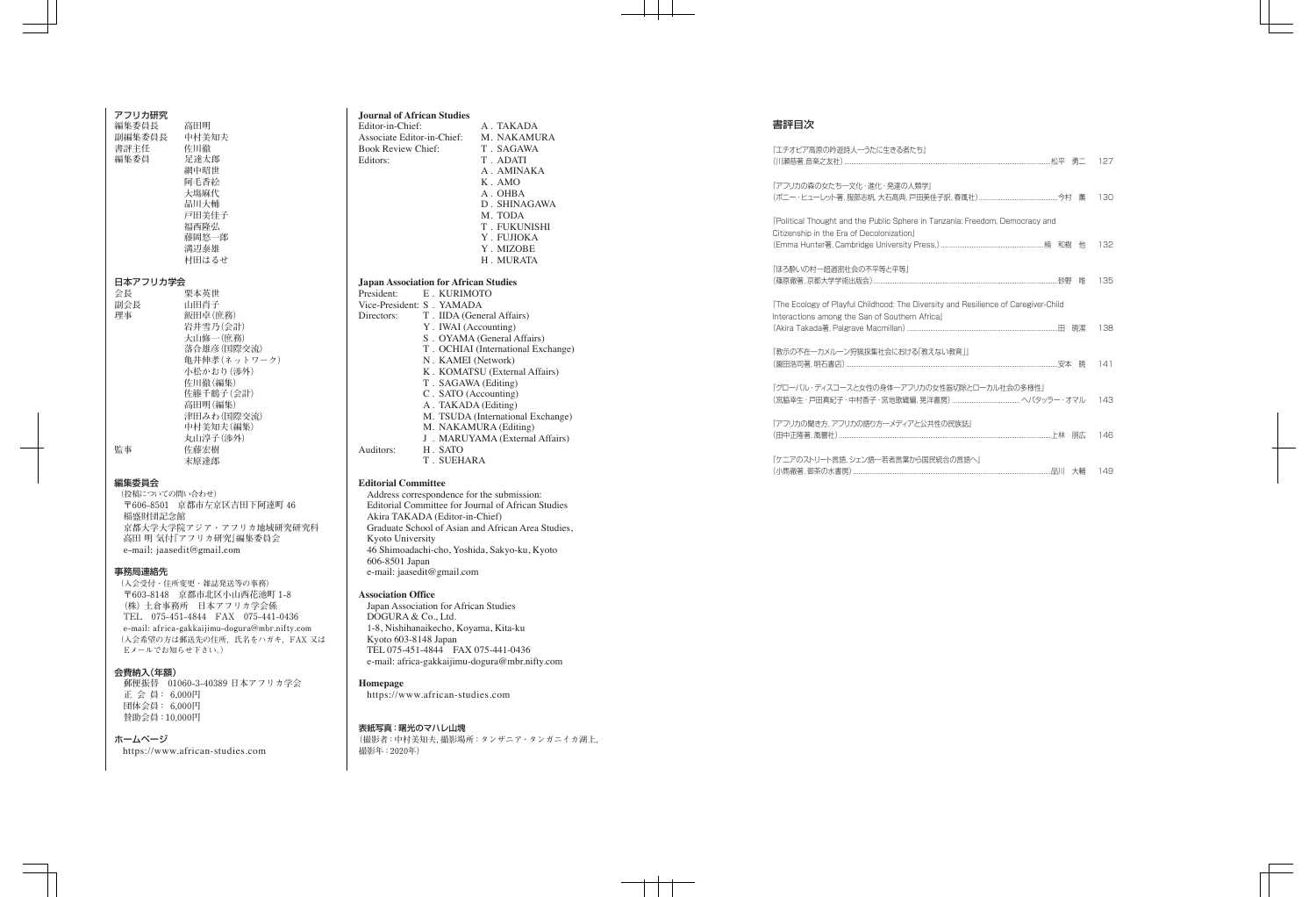## アフリカ研究

| | |
|---|---|
| 編集委員長 | 高田明 |
| 副編集委員長 | 中村美知夫 |
| 書評主任 | 佐川徹 |
| 編集委員 | 足達太郎 |
| | 網中昭世 |
| | 阿毛香絵 |
| | 大場麻代 |
| | 品川大輔 |
| | 戸田美佳子 |
| | 福西隆弘 |
| | 藤岡悠一郎 |
| | 溝辺泰雄 |
| | 村田はるせ |

## 日本アフリカ学会

| | |
|---|---|
| 会長 | 栗本英世 |
| 副会長 | 山田肖子 |
| 理事 | 飯田卓(庶務) |
| | 岩井雪乃(会計) |
| | 大山修一(庶務) |
| | 落合雄彦(国際交流) |
| | 亀井伸孝(ネットワーク) |
| | 小松かおり(渉外) |
| | 佐川徹(編集) |
| | 佐藤千鶴子(会計) |
| | 高田明(編集) |
| | 津田みわ(国際交流) |
| | 中村美知夫(編集) |
| | 丸山淳子(渉外) |
| 監事 | 佐藤宏樹 |
| | 末原達郎 |

## 編集委員会

(投稿についての問い合わせ)
〒606-8501　京都市左京区吉田下阿達町 46
稲盛財団記念館
京都大学大学院アジア・アフリカ地域研究研究科
高田 明 気付「アフリカ研究」編集委員会
e-mail: jaasedit@gmail.com

## 事務局連絡先

(入会受付・住所変更・雑誌発送等の事務)
〒603-8148　京都市北区小山西花池町 1-8
(株) 土倉事務所　日本アフリカ学会係
TEL　075-451-4844　FAX　075-441-0436
e-mail: africa-gakkaijimu-dogura@mbr.nifty.com
(入会希望の方は郵送先の住所，氏名をハガキ，FAX 又は Eメールでお知らせ下さい。)

## 会費納入(年額)

郵便振替　01060-3-40389 日本アフリカ学会
正 会 員： 6,000円
団体会員： 6,000円
賛助会員：10,000円

## ホームページ

https://www.african-studies.com

## Journal of African Studies

| | |
|---|---|
| Editor-in-Chief: | A . TAKADA |
| Associate Editor-in-Chief: | M. NAKAMURA |
| Book Review Chief: | T . SAGAWA |
| Editors: | T . ADATI |
| | A . AMINAKA |
| | K . AMO |
| | A . OHBA |
| | D . SHINAGAWA |
| | M. TODA |
| | T . FUKUNISHI |
| | Y . FUJIOKA |
| | Y . MIZOBE |
| | H . MURATA |

## Japan Association for African Studies

| | |
|---|---|
| President: | E . KURIMOTO |
| Vice-President: | S . YAMADA |
| Directors: | T . IIDA (General Affairs) |
| | Y . IWAI (Accounting) |
| | S . OYAMA (General Affairs) |
| | T . OCHIAI (International Exchange) |
| | N . KAMEI (Network) |
| | K . KOMATSU (External Affairs) |
| | T . SAGAWA (Editing) |
| | C . SATO (Accounting) |
| | A . TAKADA (Editing) |
| | M. TSUDA (International Exchange) |
| | M. NAKAMURA (Editing) |
| | J . MARUYAMA (External Affairs) |
| Auditors: | H . SATO |
| | T . SUEHARA |

## Editorial Committee

Address correspondence for the submission:
Editorial Committee for Journal of African Studies
Akira TAKADA (Editor-in-Chief)
Graduate School of Asian and African Area Studies,
Kyoto University
46 Shimoadachi-cho, Yoshida, Sakyo-ku, Kyoto
606-8501 Japan
e-mail: jaasedit@gmail.com

## Association Office

Japan Association for African Studies
DOGURA & Co., Ltd.
1-8, Nishihanaikecho, Koyama, Kita-ku
Kyoto 603-8148 Japan
TEL 075-451-4844　FAX 075-441-0436
e-mail: africa-gakkaijimu-dogura@mbr.nifty.com

## Homepage

https://www.african-studies.com

**表紙写真：曙光のマハレ山塊**
(撮影者：中村美知夫, 撮影場所：タンザニア・タンガニイカ湖上, 撮影年：2020年)

## 書評目次

『エチオピア高原の吟遊詩人―うたに生きる者たち』
(川瀬慈著, 音楽之友社) ……………… 松平 勇二　127

『アフリカの森の女たち―文化・進化・発達の人類学』
(ボニー・ヒューレット著, 服部志帆, 大石高典, 戸田美佳子訳, 春風社) ……………… 今村 薫　130

『Political Thought and the Public Sphere in Tanzania: Freedom, Democracy and Citizenship in the Era of Decolonization』
(Emma Hunter著, Cambridge University Press,) ……………… 楠 和樹 他　132

『ほろ酔いの村―超過密社会の不平等と平等』
(篠原徹著, 京都大学学術出版会) ……………… 砂野 唯　135

『The Ecology of Playful Childhood: The Diversity and Resilience of Caregiver-Child Interactions among the San of Southern Africa』
(Akira Takada著, Palgrave Macmillan) ……………… 田 暁潔　138

『教示の不在―カメルーン狩猟採集社会における「教えない教育」』
(園田浩司著, 明石書店) ……………… 安本 暁　141

『グローバル・ディスコースと女性の身体―アフリカの女性器切除とローカル社会の多様性』
(宮脇幸生・戸田真紀子・中村香子・宮地歌織編, 晃洋書房) ……………… ヘバタッラー・オマル　143

『アフリカの聞き方, アフリカの語り方―メディアと公共性の民族誌』
(田中正隆著, 風響社) ……………… 上林 朋広　146

『ケニアのストリート言語, シェン語―若者言葉から国民統合の言語へ』
(小馬徹著, 御茶の水書房) ……………… 品川 大輔　149